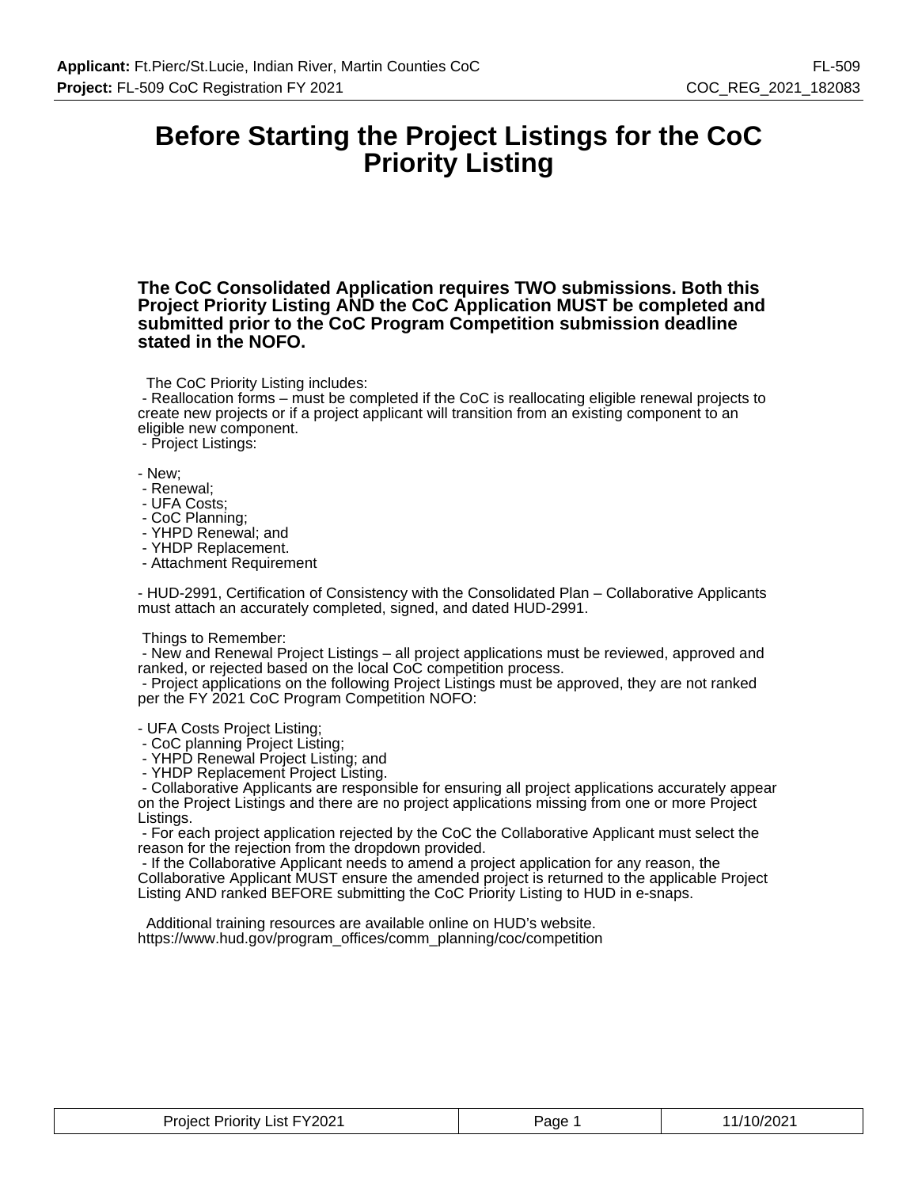# Before Starting the Project Listings for the CoC Priority Listing

**The CoC Consolidated Application requires TWO submissions. Both this Project Priority Listing AND the CoC Application MUST be completed and submitted prior to the CoC Program Competition submission deadline stated in the NOFO.**

The CoC Priority Listing includes:
- Reallocation forms – must be completed if the CoC is reallocating eligible renewal projects to create new projects or if a project applicant will transition from an existing component to an eligible new component.
- Project Listings:

- New;
- Renewal;
- UFA Costs;
- CoC Planning;
- YHPD Renewal; and
- YHDP Replacement.
- Attachment Requirement

- HUD-2991, Certification of Consistency with the Consolidated Plan – Collaborative Applicants must attach an accurately completed, signed, and dated HUD-2991.

Things to Remember:
- New and Renewal Project Listings – all project applications must be reviewed, approved and ranked, or rejected based on the local CoC competition process.
- Project applications on the following Project Listings must be approved, they are not ranked per the FY 2021 CoC Program Competition NOFO:

- UFA Costs Project Listing;
- CoC planning Project Listing;
- YHPD Renewal Project Listing; and
- YHDP Replacement Project Listing.
- Collaborative Applicants are responsible for ensuring all project applications accurately appear on the Project Listings and there are no project applications missing from one or more Project Listings.
- For each project application rejected by the CoC the Collaborative Applicant must select the reason for the rejection from the dropdown provided.
- If the Collaborative Applicant needs to amend a project application for any reason, the Collaborative Applicant MUST ensure the amended project is returned to the applicable Project Listing AND ranked BEFORE submitting the CoC Priority Listing to HUD in e-snaps.

Additional training resources are available online on HUD's website.
https://www.hud.gov/program_offices/comm_planning/coc/competition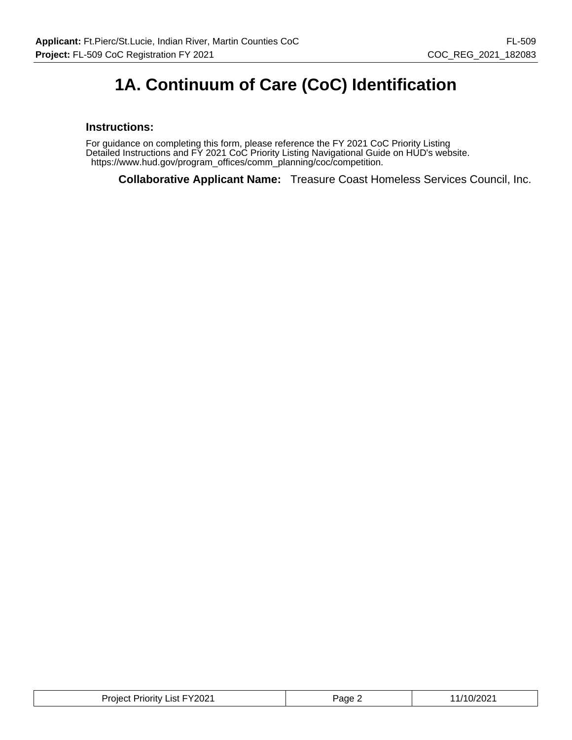# 1A. Continuum of Care (CoC) Identification

### Instructions:

For guidance on completing this form, please reference the FY 2021 CoC Priority Listing Detailed Instructions and FY 2021 CoC Priority Listing Navigational Guide on HUD's website. https://www.hud.gov/program_offices/comm_planning/coc/competition.

**Collaborative Applicant Name:** Treasure Coast Homeless Services Council, Inc.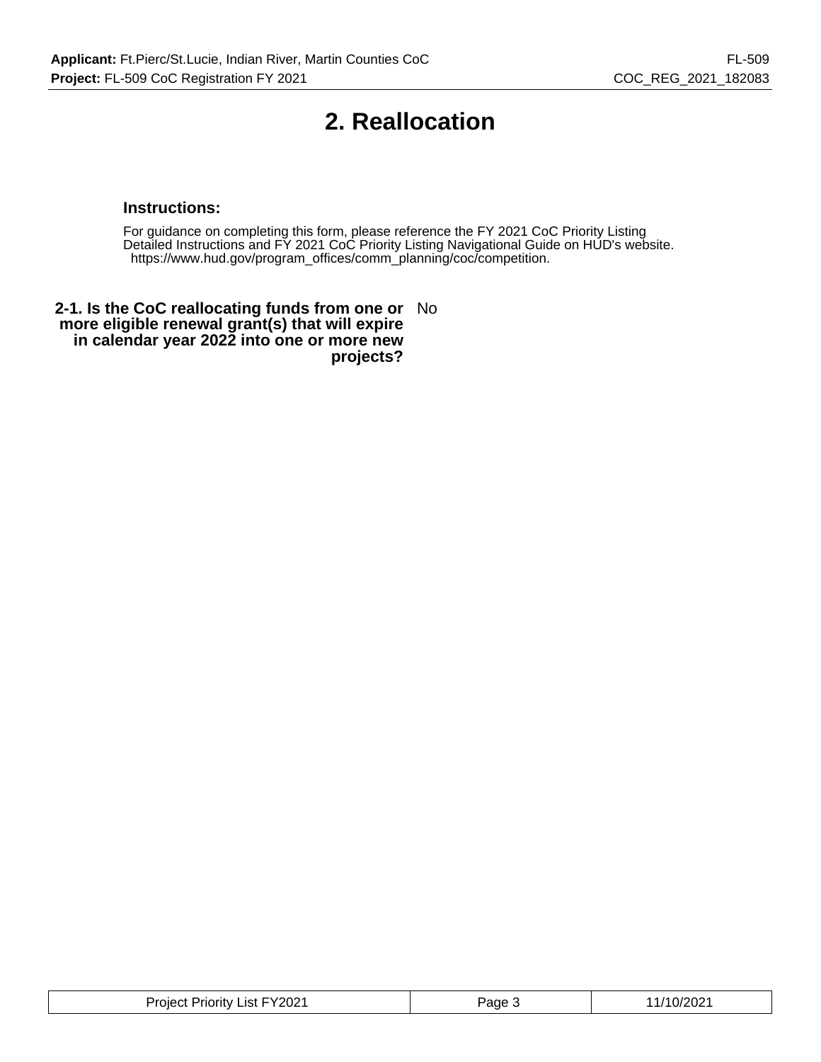# 2. Reallocation

**Instructions:**

For guidance on completing this form, please reference the FY 2021 CoC Priority Listing Detailed Instructions and FY 2021 CoC Priority Listing Navigational Guide on HUD's website. https://www.hud.gov/program_offices/comm_planning/coc/competition.

| | |
|---|---|
| **2-1. Is the CoC reallocating funds from one or more eligible renewal grant(s) that will expire in calendar year 2022 into one or more new projects?** | No |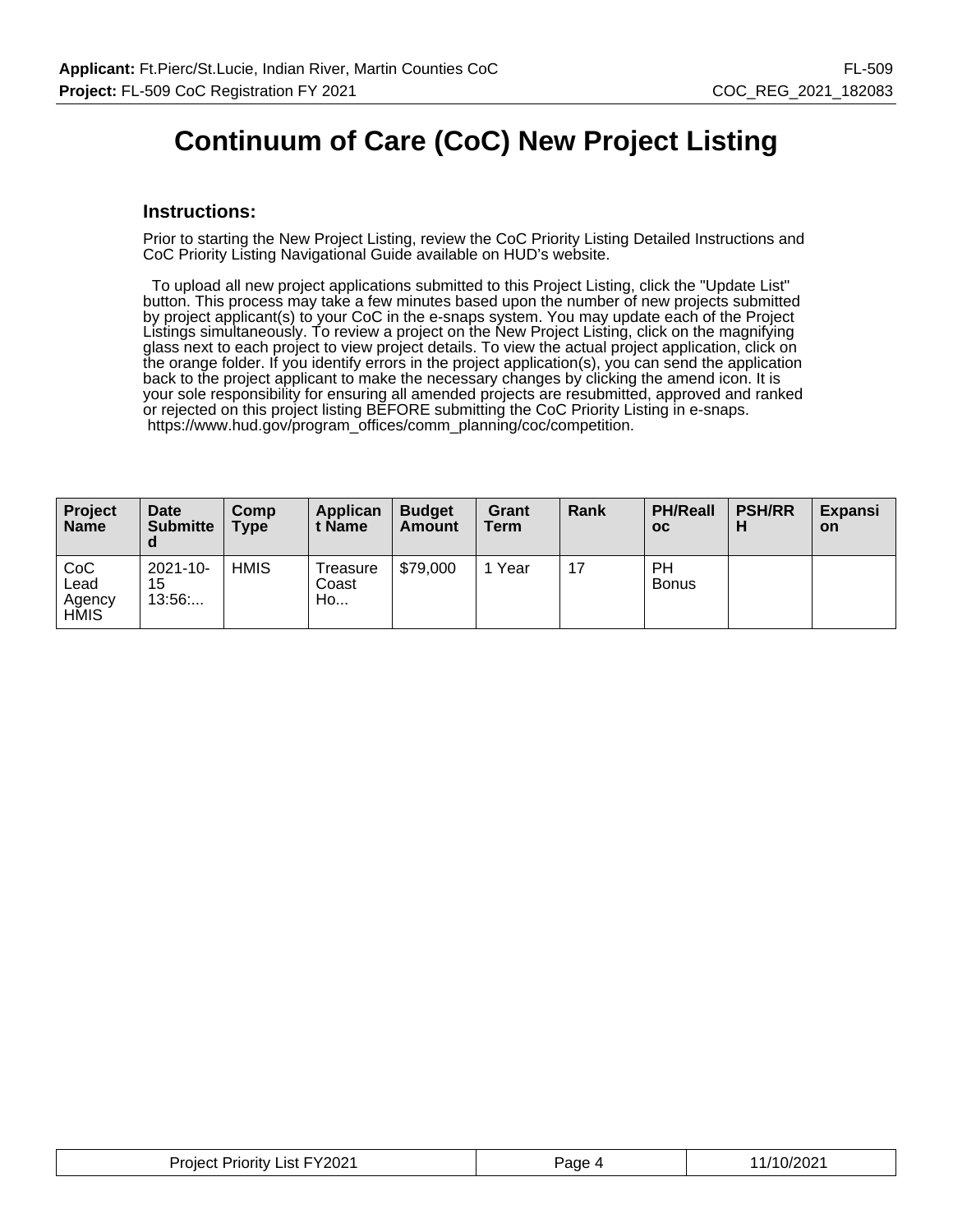# Continuum of Care (CoC) New Project Listing

## Instructions:

Prior to starting the New Project Listing, review the CoC Priority Listing Detailed Instructions and CoC Priority Listing Navigational Guide available on HUD's website.

To upload all new project applications submitted to this Project Listing, click the "Update List" button. This process may take a few minutes based upon the number of new projects submitted by project applicant(s) to your CoC in the e-snaps system. You may update each of the Project Listings simultaneously. To review a project on the New Project Listing, click on the magnifying glass next to each project to view project details. To view the actual project application, click on the orange folder. If you identify errors in the project application(s), you can send the application back to the project applicant to make the necessary changes by clicking the amend icon. It is your sole responsibility for ensuring all amended projects are resubmitted, approved and ranked or rejected on this project listing BEFORE submitting the CoC Priority Listing in e-snaps. https://www.hud.gov/program_offices/comm_planning/coc/competition.

| Project Name | Date Submitted | Comp Type | Applicant Name | Budget Amount | Grant Term | Rank | PH/Realloc | PSH/RRH | Expansion |
|---|---|---|---|---|---|---|---|---|---|
| CoC Lead Agency HMIS | 2021-10-15 13:56:... | HMIS | Treasure Coast Ho... | $79,000 | 1 Year | 17 | PH Bonus | | |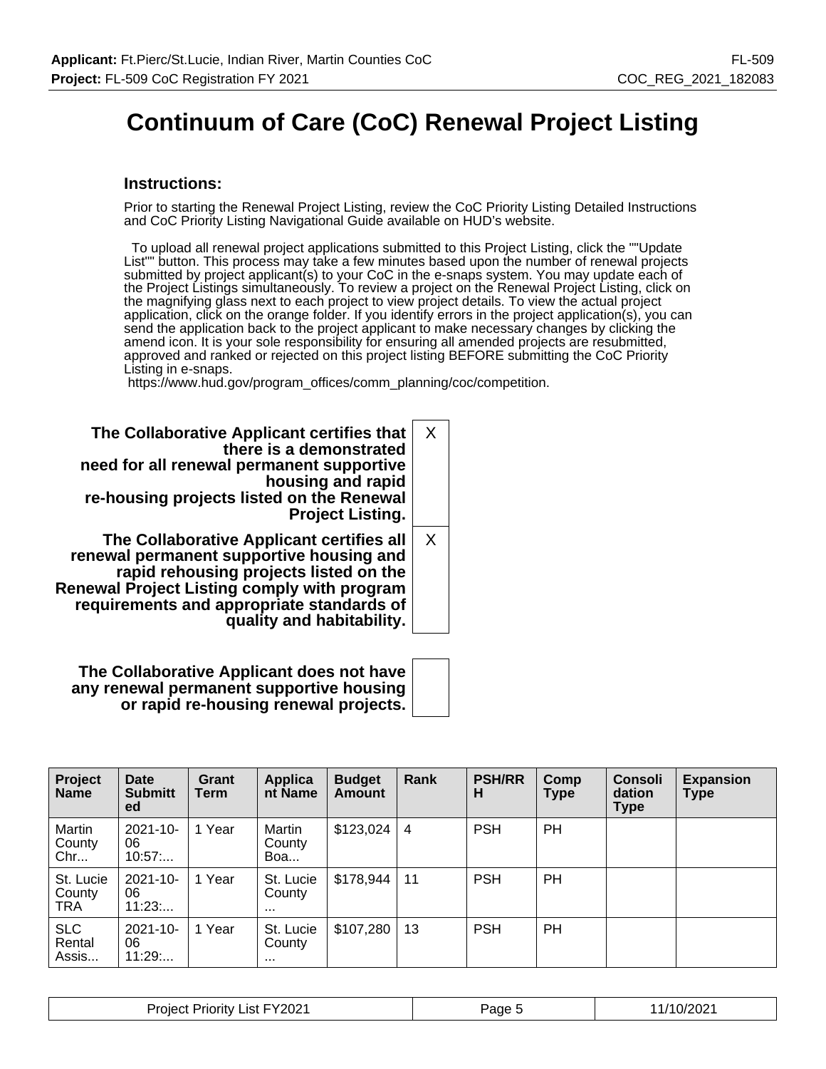# Continuum of Care (CoC) Renewal Project Listing

### Instructions:

Prior to starting the Renewal Project Listing, review the CoC Priority Listing Detailed Instructions and CoC Priority Listing Navigational Guide available on HUD's website.

To upload all renewal project applications submitted to this Project Listing, click the ""Update List"" button. This process may take a few minutes based upon the number of renewal projects submitted by project applicant(s) to your CoC in the e-snaps system. You may update each of the Project Listings simultaneously. To review a project on the Renewal Project Listing, click on the magnifying glass next to each project to view project details. To view the actual project application, click on the orange folder. If you identify errors in the project application(s), you can send the application back to the project applicant to make necessary changes by clicking the amend icon. It is your sole responsibility for ensuring all amended projects are resubmitted, approved and ranked or rejected on this project listing BEFORE submitting the CoC Priority Listing in e-snaps.
https://www.hud.gov/program_offices/comm_planning/coc/competition.

| | |
|---|---|
| **The Collaborative Applicant certifies that there is a demonstrated need for all renewal permanent supportive housing and rapid re-housing projects listed on the Renewal Project Listing.** | X |
| **The Collaborative Applicant certifies all renewal permanent supportive housing and rapid rehousing projects listed on the Renewal Project Listing comply with program requirements and appropriate standards of quality and habitability.** | X |
| **The Collaborative Applicant does not have any renewal permanent supportive housing or rapid re-housing renewal projects.** | |

| Project Name | Date Submitted | Grant Term | Applicant Name | Budget Amount | Rank | PSH/RRH | Comp Type | Consolidation Type | Expansion Type |
|---|---|---|---|---|---|---|---|---|---|
| Martin County Chr... | 2021-10-06 10:57:... | 1 Year | Martin County Boa... | $123,024 | 4 | PSH | PH | | |
| St. Lucie County TRA | 2021-10-06 11:23:... | 1 Year | St. Lucie County ... | $178,944 | 11 | PSH | PH | | |
| SLC Rental Assis... | 2021-10-06 11:29:... | 1 Year | St. Lucie County ... | $107,280 | 13 | PSH | PH | | |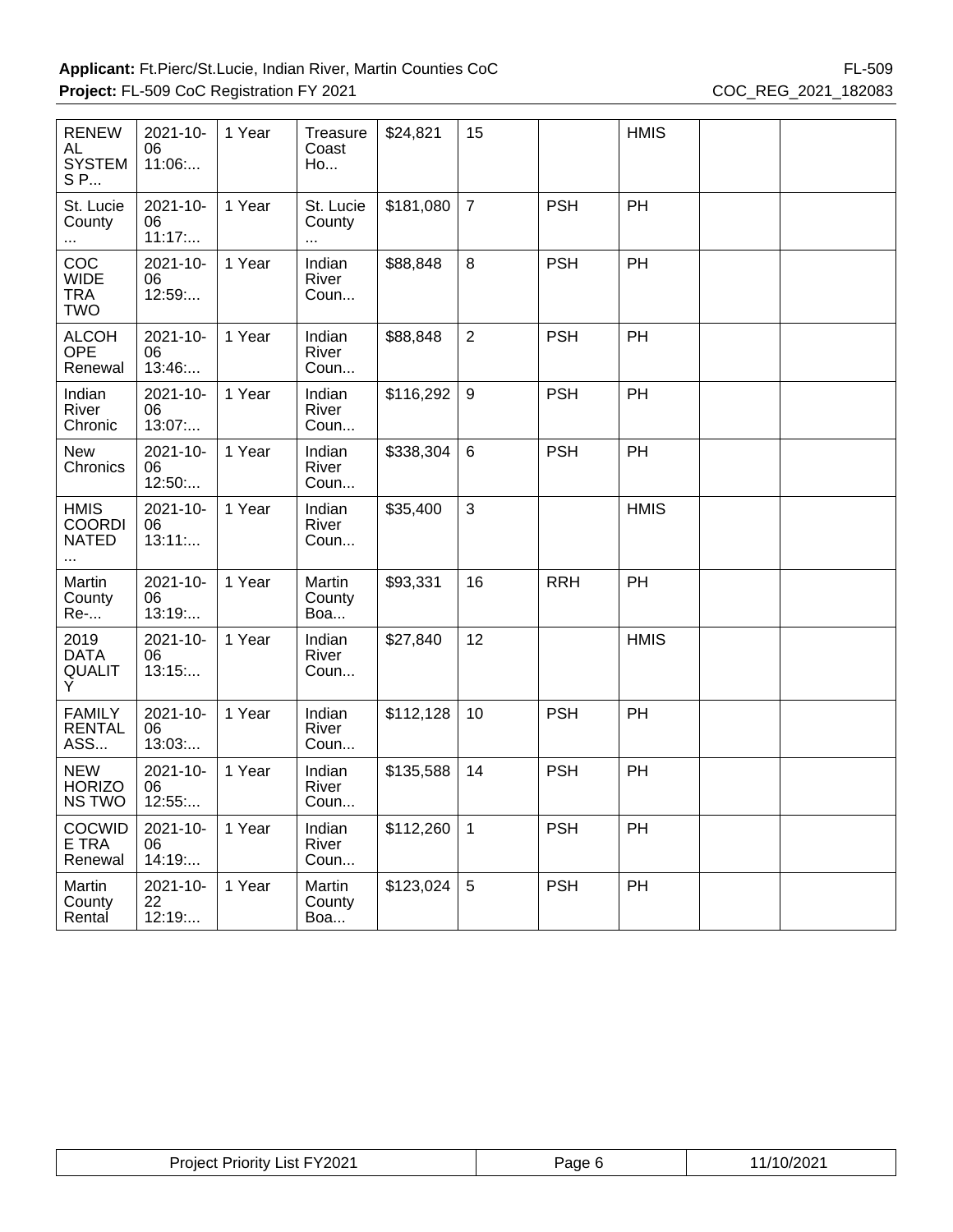| | | | | | | | | | |
|---|---|---|---|---|---|---|---|---|---|
| RENEWAL SYSTEMS P... | 2021-10-06 11:06:... | 1 Year | Treasure Coast Ho... | $24,821 | 15 | | HMIS | | |
| St. Lucie County ... | 2021-10-06 11:17:... | 1 Year | St. Lucie County ... | $181,080 | 7 | PSH | PH | | |
| COC WIDE TRA TWO | 2021-10-06 12:59:... | 1 Year | Indian River Coun... | $88,848 | 8 | PSH | PH | | |
| ALCOHOPE Renewal | 2021-10-06 13:46:... | 1 Year | Indian River Coun... | $88,848 | 2 | PSH | PH | | |
| Indian River Chronic | 2021-10-06 13:07:... | 1 Year | Indian River Coun... | $116,292 | 9 | PSH | PH | | |
| New Chronics | 2021-10-06 12:50:... | 1 Year | Indian River Coun... | $338,304 | 6 | PSH | PH | | |
| HMIS COORDINATED ... | 2021-10-06 13:11:... | 1 Year | Indian River Coun... | $35,400 | 3 | | HMIS | | |
| Martin County Re-... | 2021-10-06 13:19:... | 1 Year | Martin County Boa... | $93,331 | 16 | RRH | PH | | |
| 2019 DATA QUALITY | 2021-10-06 13:15:... | 1 Year | Indian River Coun... | $27,840 | 12 | | HMIS | | |
| FAMILY RENTAL ASS... | 2021-10-06 13:03:... | 1 Year | Indian River Coun... | $112,128 | 10 | PSH | PH | | |
| NEW HORIZONS TWO | 2021-10-06 12:55:... | 1 Year | Indian River Coun... | $135,588 | 14 | PSH | PH | | |
| COCWIDE TRA Renewal | 2021-10-06 14:19:... | 1 Year | Indian River Coun... | $112,260 | 1 | PSH | PH | | |
| Martin County Rental | 2021-10-22 12:19:... | 1 Year | Martin County Boa... | $123,024 | 5 | PSH | PH | | |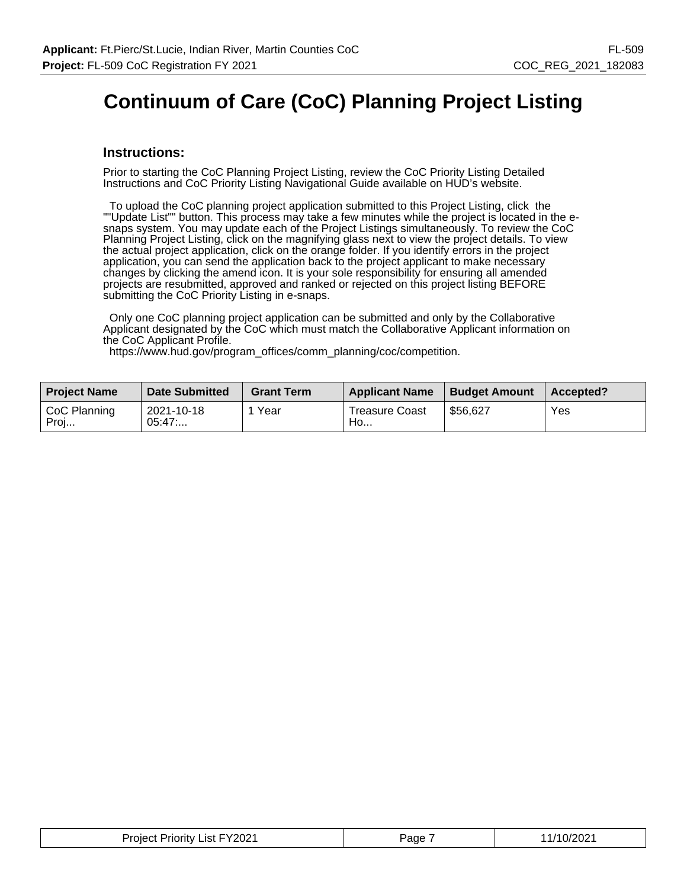# Continuum of Care (CoC) Planning Project Listing

### Instructions:

Prior to starting the CoC Planning Project Listing, review the CoC Priority Listing Detailed Instructions and CoC Priority Listing Navigational Guide available on HUD's website.

To upload the CoC planning project application submitted to this Project Listing, click the ""Update List"" button. This process may take a few minutes while the project is located in the e-snaps system. You may update each of the Project Listings simultaneously. To review the CoC Planning Project Listing, click on the magnifying glass next to view the project details. To view the actual project application, click on the orange folder. If you identify errors in the project application, you can send the application back to the project applicant to make necessary changes by clicking the amend icon. It is your sole responsibility for ensuring all amended projects are resubmitted, approved and ranked or rejected on this project listing BEFORE submitting the CoC Priority Listing in e-snaps.

Only one CoC planning project application can be submitted and only by the Collaborative Applicant designated by the CoC which must match the Collaborative Applicant information on the CoC Applicant Profile.
https://www.hud.gov/program_offices/comm_planning/coc/competition.

| Project Name | Date Submitted | Grant Term | Applicant Name | Budget Amount | Accepted? |
|---|---|---|---|---|---|
| CoC Planning Proj... | 2021-10-18 05:47:... | 1 Year | Treasure Coast Ho... | $56,627 | Yes |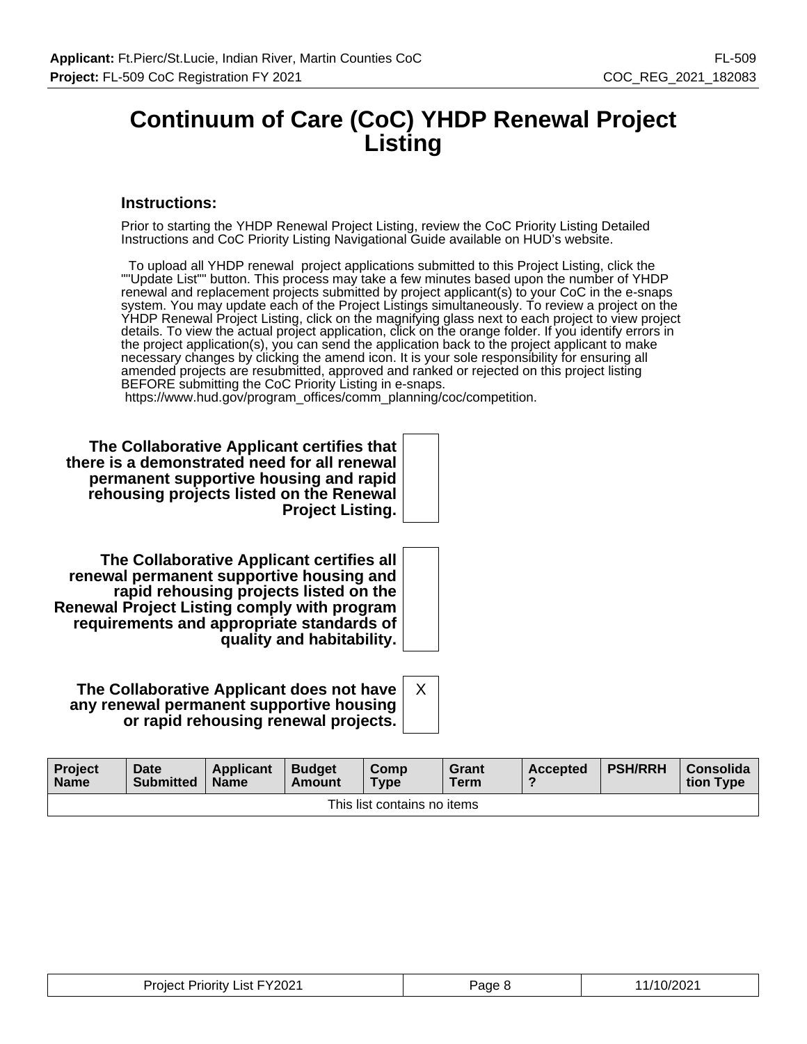# Continuum of Care (CoC) YHDP Renewal Project Listing

### Instructions:

Prior to starting the YHDP Renewal Project Listing, review the CoC Priority Listing Detailed Instructions and CoC Priority Listing Navigational Guide available on HUD's website.

To upload all YHDP renewal project applications submitted to this Project Listing, click the ""Update List"" button. This process may take a few minutes based upon the number of YHDP renewal and replacement projects submitted by project applicant(s) to your CoC in the e-snaps system. You may update each of the Project Listings simultaneously. To review a project on the YHDP Renewal Project Listing, click on the magnifying glass next to each project to view project details. To view the actual project application, click on the orange folder. If you identify errors in the project application(s), you can send the application back to the project applicant to make necessary changes by clicking the amend icon. It is your sole responsibility for ensuring all amended projects are resubmitted, approved and ranked or rejected on this project listing BEFORE submitting the CoC Priority Listing in e-snaps.
https://www.hud.gov/program_offices/comm_planning/coc/competition.

**The Collaborative Applicant certifies that there is a demonstrated need for all renewal permanent supportive housing and rapid rehousing projects listed on the Renewal Project Listing.** [ ]

**The Collaborative Applicant certifies all renewal permanent supportive housing and rapid rehousing projects listed on the Renewal Project Listing comply with program requirements and appropriate standards of quality and habitability.** [ ]

**The Collaborative Applicant does not have any renewal permanent supportive housing or rapid rehousing renewal projects.** X

| Project Name | Date Submitted | Applicant Name | Budget Amount | Comp Type | Grant Term | Accepted ? | PSH/RRH | Consolidation Type |
|---|---|---|---|---|---|---|---|---|
| This list contains no items | | | | | | | | |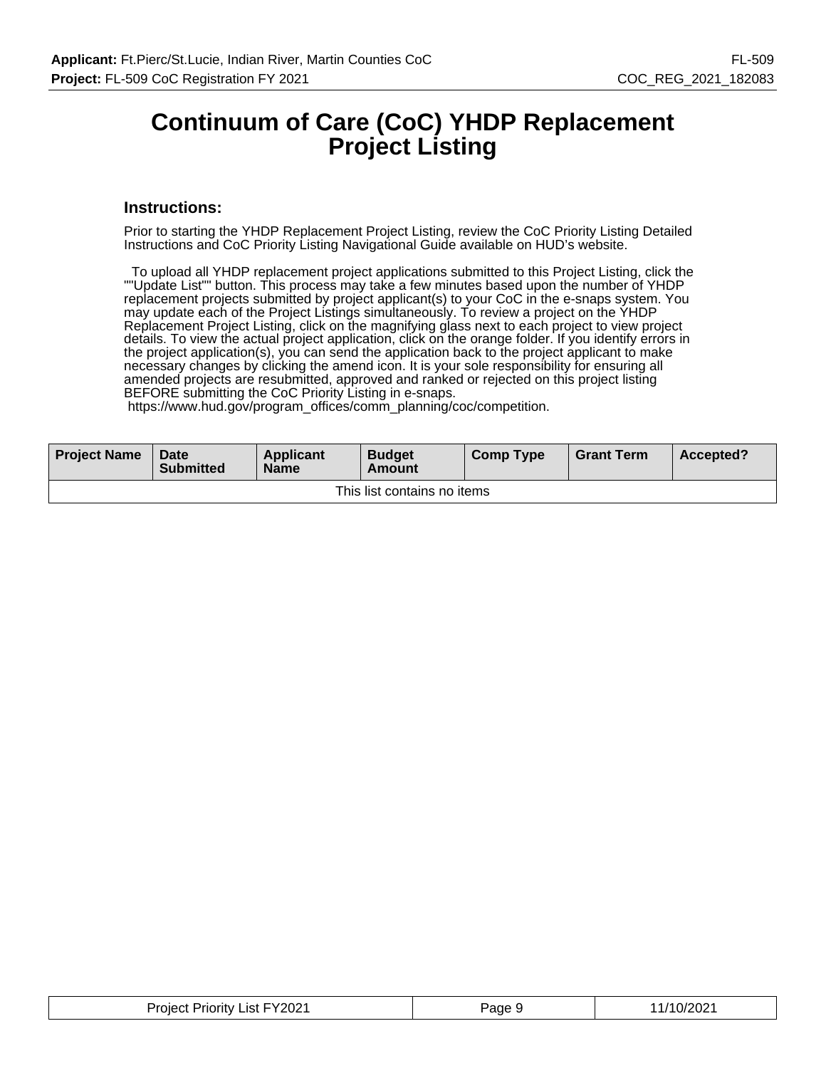# Continuum of Care (CoC) YHDP Replacement Project Listing

### Instructions:

Prior to starting the YHDP Replacement Project Listing, review the CoC Priority Listing Detailed Instructions and CoC Priority Listing Navigational Guide available on HUD's website.

To upload all YHDP replacement project applications submitted to this Project Listing, click the ""Update List"" button. This process may take a few minutes based upon the number of YHDP replacement projects submitted by project applicant(s) to your CoC in the e-snaps system. You may update each of the Project Listings simultaneously. To review a project on the YHDP Replacement Project Listing, click on the magnifying glass next to each project to view project details. To view the actual project application, click on the orange folder. If you identify errors in the project application(s), you can send the application back to the project applicant to make necessary changes by clicking the amend icon. It is your sole responsibility for ensuring all amended projects are resubmitted, approved and ranked or rejected on this project listing BEFORE submitting the CoC Priority Listing in e-snaps.
https://www.hud.gov/program_offices/comm_planning/coc/competition.

| Project Name | Date Submitted | Applicant Name | Budget Amount | Comp Type | Grant Term | Accepted? |
|---|---|---|---|---|---|---|
| This list contains no items | | | | | | |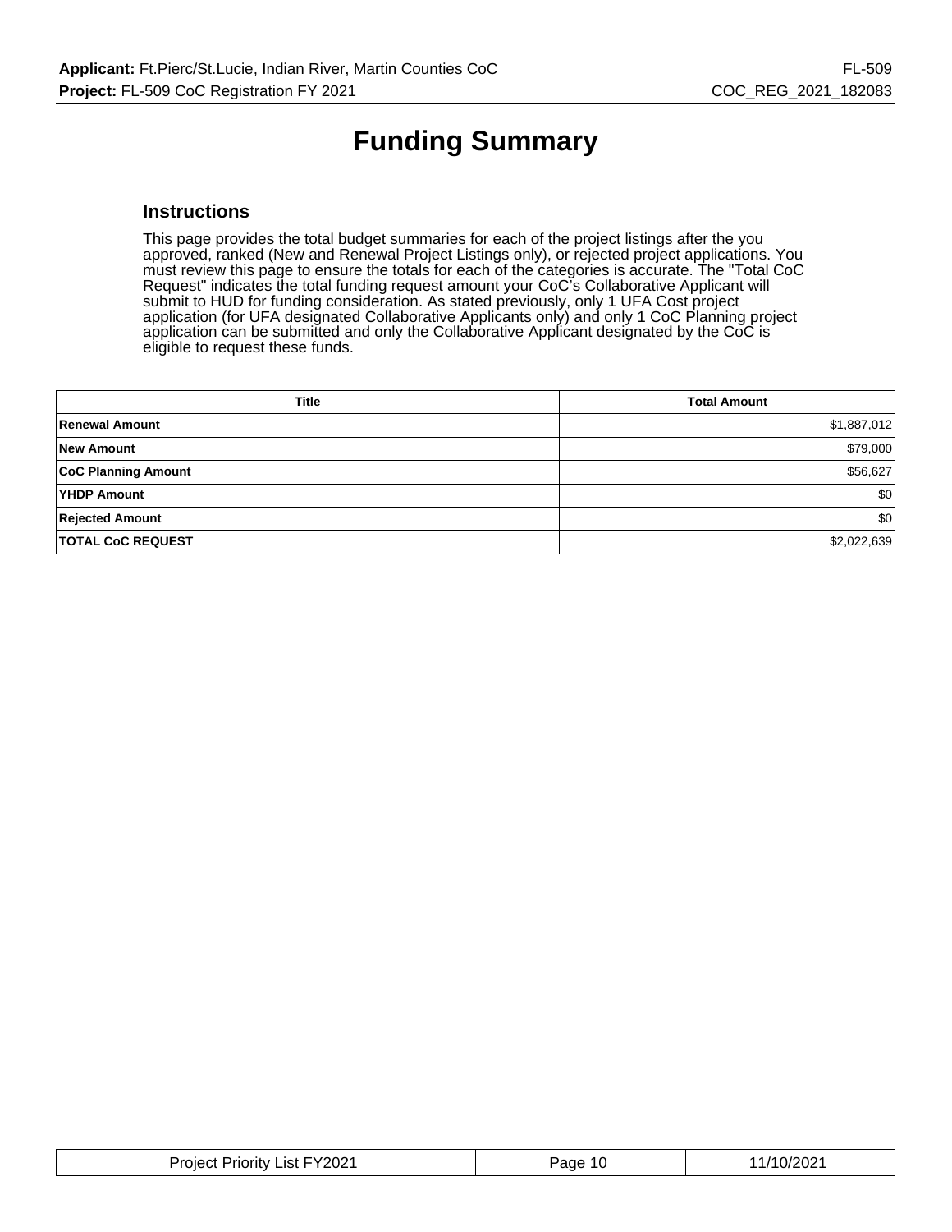# Funding Summary

## Instructions

This page provides the total budget summaries for each of the project listings after the you approved, ranked (New and Renewal Project Listings only), or rejected project applications. You must review this page to ensure the totals for each of the categories is accurate. The "Total CoC Request" indicates the total funding request amount your CoC's Collaborative Applicant will submit to HUD for funding consideration. As stated previously, only 1 UFA Cost project application (for UFA designated Collaborative Applicants only) and only 1 CoC Planning project application can be submitted and only the Collaborative Applicant designated by the CoC is eligible to request these funds.

| Title | Total Amount |
| --- | ---: |
| **Renewal Amount** | $1,887,012 |
| **New Amount** | $79,000 |
| **CoC Planning Amount** | $56,627 |
| **YHDP Amount** | $0 |
| **Rejected Amount** | $0 |
| **TOTAL CoC REQUEST** | $2,022,639 |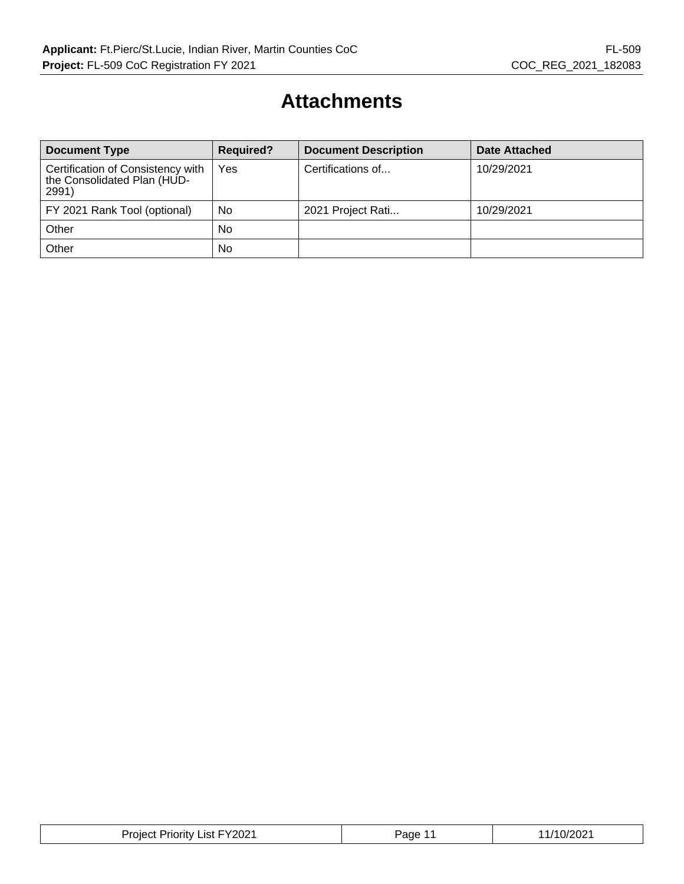# Attachments

| Document Type | Required? | Document Description | Date Attached |
|---|---|---|---|
| Certification of Consistency with the Consolidated Plan (HUD-2991) | Yes | Certifications of... | 10/29/2021 |
| FY 2021 Rank Tool (optional) | No | 2021 Project Rati... | 10/29/2021 |
| Other | No | | |
| Other | No | | |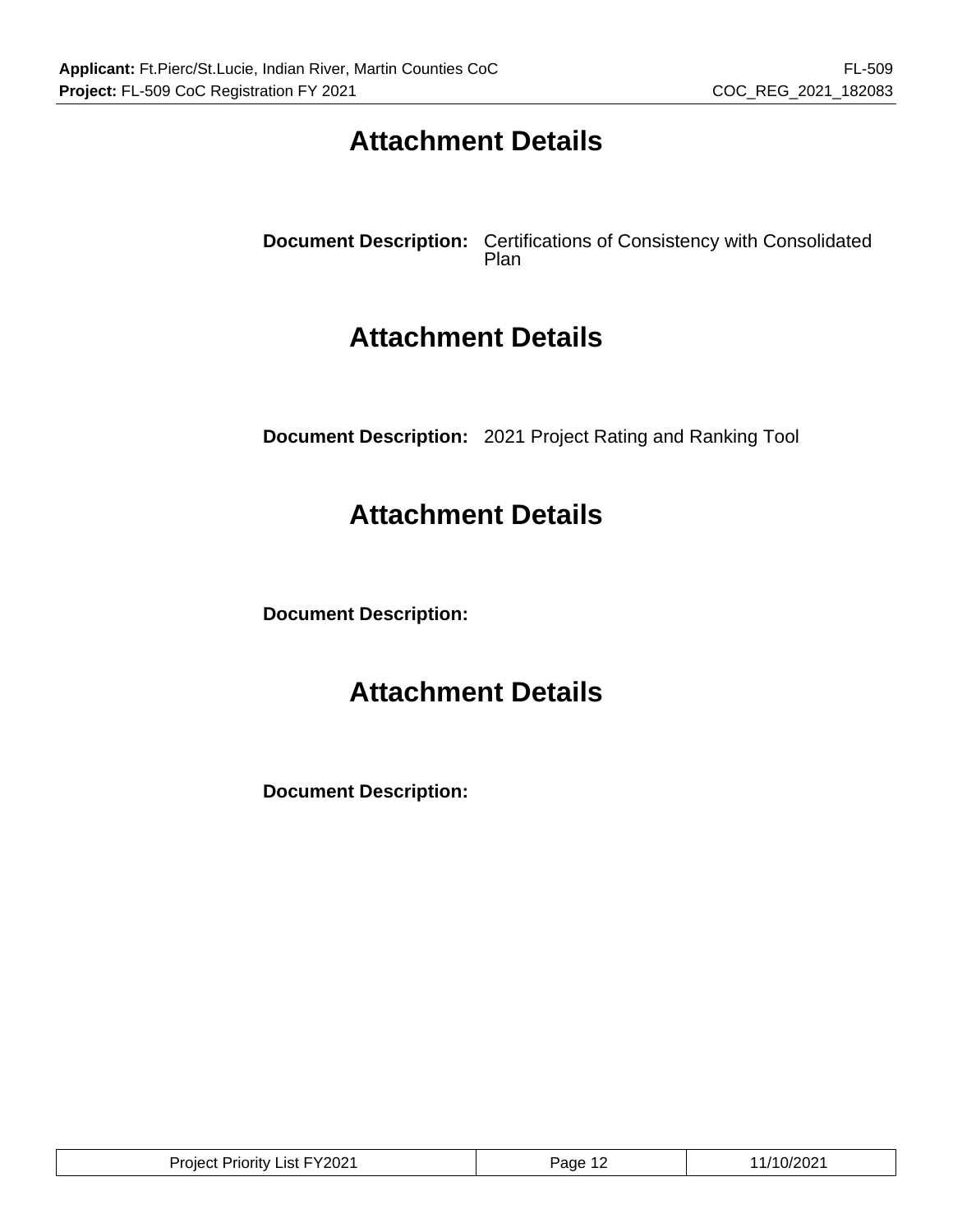# Attachment Details

**Document Description:** Certifications of Consistency with Consolidated Plan

# Attachment Details

**Document Description:** 2021 Project Rating and Ranking Tool

# Attachment Details

**Document Description:**

# Attachment Details

**Document Description:**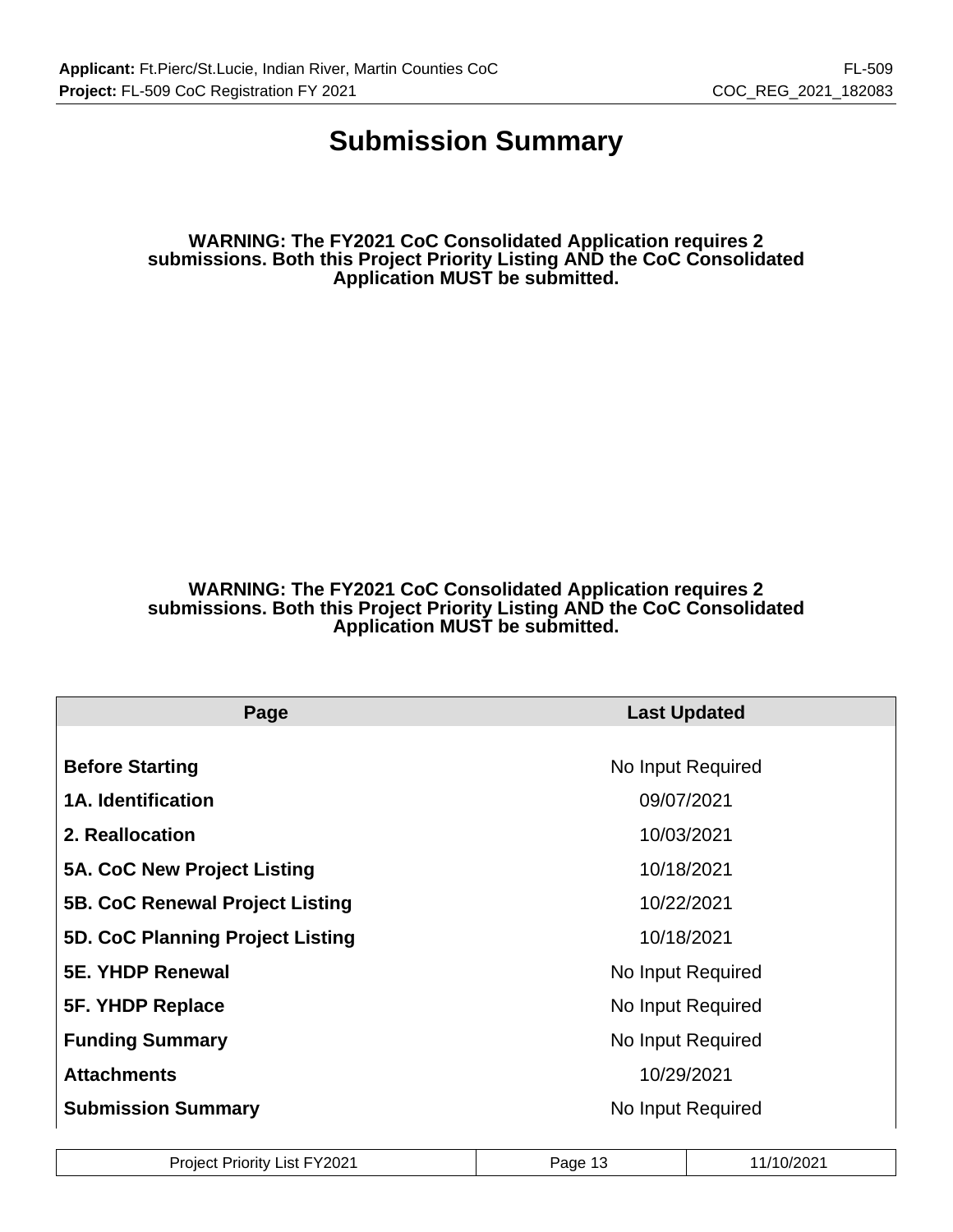# Submission Summary

**WARNING: The FY2021 CoC Consolidated Application requires 2 submissions. Both this Project Priority Listing AND the CoC Consolidated Application MUST be submitted.**

**WARNING: The FY2021 CoC Consolidated Application requires 2 submissions. Both this Project Priority Listing AND the CoC Consolidated Application MUST be submitted.**

| Page | Last Updated |
|---|---|
| **Before Starting** | No Input Required |
| **1A. Identification** | 09/07/2021 |
| **2. Reallocation** | 10/03/2021 |
| **5A. CoC New Project Listing** | 10/18/2021 |
| **5B. CoC Renewal Project Listing** | 10/22/2021 |
| **5D. CoC Planning Project Listing** | 10/18/2021 |
| **5E. YHDP Renewal** | No Input Required |
| **5F. YHDP Replace** | No Input Required |
| **Funding Summary** | No Input Required |
| **Attachments** | 10/29/2021 |
| **Submission Summary** | No Input Required |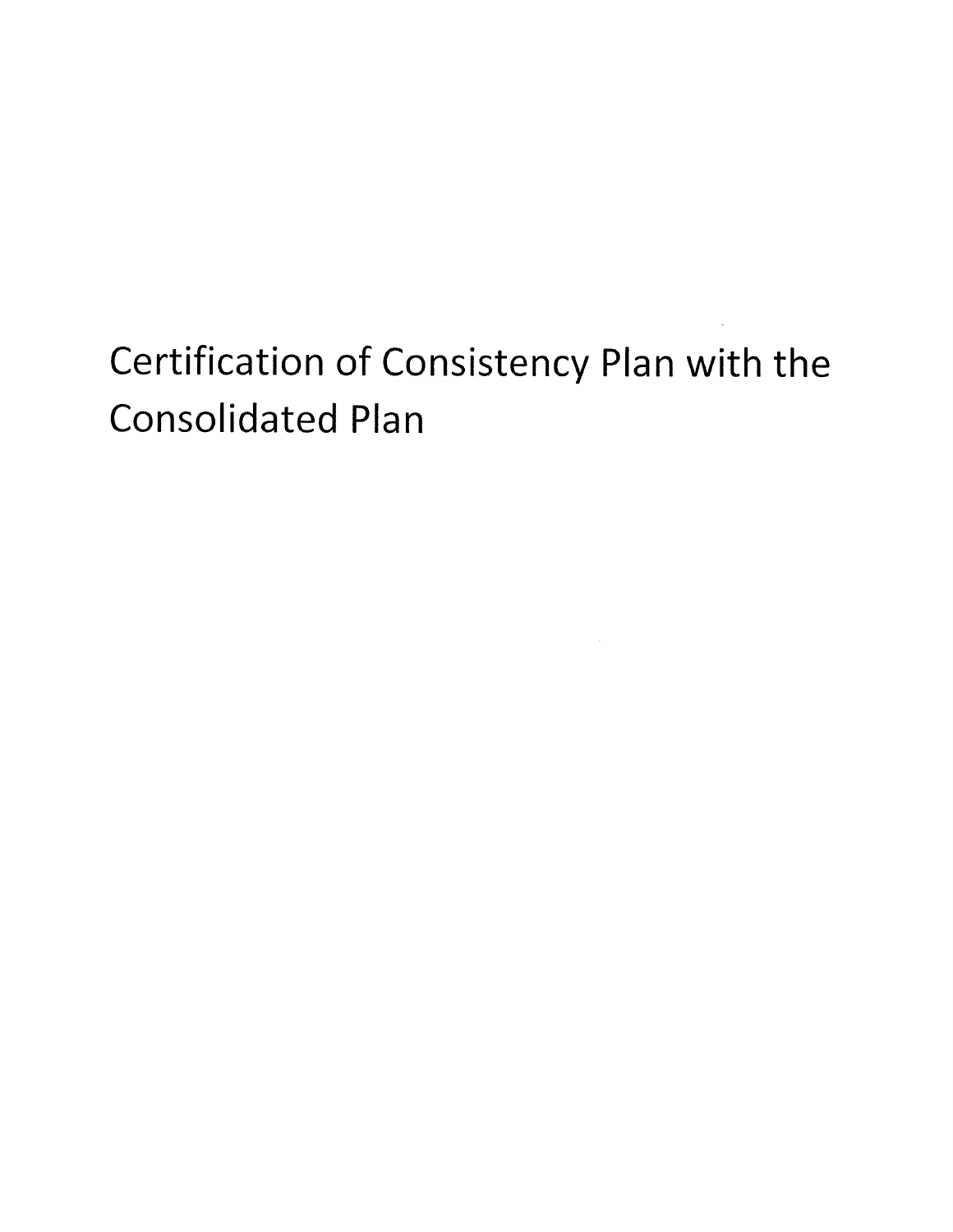# Certification of Consistency Plan with the Consolidated Plan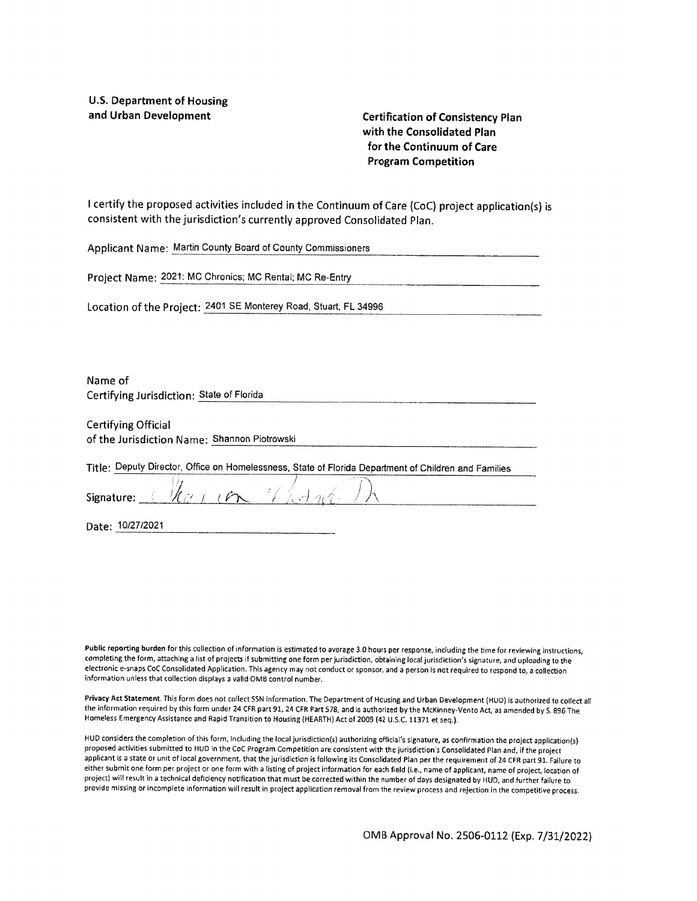**U.S. Department of Housing and Urban Development**

**Certification of Consistency Plan with the Consolidated Plan for the Continuum of Care Program Competition**

I certify the proposed activities included in the Continuum of Care (CoC) project application(s) is consistent with the jurisdiction's currently approved Consolidated Plan.

Applicant Name: Martin County Board of County Commissioners

Project Name: 2021: MC Chronics; MC Rental; MC Re-Entry

Location of the Project: 2401 SE Monterey Road, Stuart, FL 34996

Name of Certifying Jurisdiction: State of Florida

Certifying Official of the Jurisdiction Name: Shannon Piotrowski

Title: Deputy Director, Office on Homelessness, State of Florida Department of Children and Families

Signature: Shannon Piotrowski

Date: 10/27/2021

**Public reporting burden** for this collection of information is estimated to average 3.0 hours per response, including the time for reviewing instructions, completing the form, attaching a list of projects if submitting one form per jurisdiction, obtaining local jurisdiction's signature, and uploading to the electronic e-snaps CoC Consolidated Application. This agency may not conduct or sponsor, and a person is not required to respond to, a collection information unless that collection displays a valid OMB control number.

**Privacy Act Statement.** This form does not collect SSN information. The Department of Housing and Urban Development (HUD) is authorized to collect all the information required by this form under 24 CFR part 91, 24 CFR Part 578, and is authorized by the McKinney-Vento Act, as amended by S. 896 The Homeless Emergency Assistance and Rapid Transition to Housing (HEARTH) Act of 2009 (42 U.S.C. 11371 et seq.).

HUD considers the completion of this form, including the local jurisdiction(s) authorizing official's signature, as confirmation the project application(s) proposed activities submitted to HUD in the CoC Program Competition are consistent with the jurisdiction's Consolidated Plan and, if the project applicant is a state or unit of local government, that the jurisdiction is following its Consolidated Plan per the requirement of 24 CFR part 91. Failure to either submit one form per project or one form with a listing of project information for each field (i.e., name of applicant, name of project, location of project) will result in a technical deficiency notification that must be corrected within the number of days designated by HUD, and further failure to provide missing or incomplete information will result in project application removal from the review process and rejection in the competitive process.

OMB Approval No. 2506-0112 (Exp. 7/31/2022)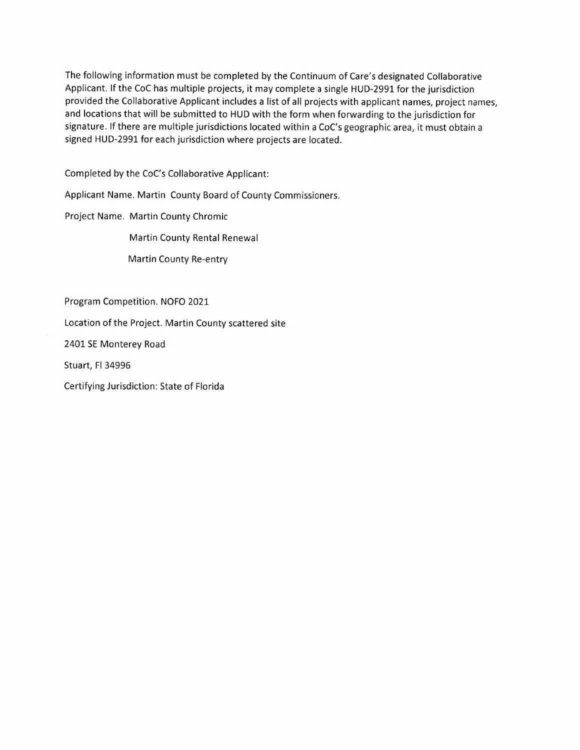The following information must be completed by the Continuum of Care's designated Collaborative Applicant. If the CoC has multiple projects, it may complete a single HUD-2991 for the jurisdiction provided the Collaborative Applicant includes a list of all projects with applicant names, project names, and locations that will be submitted to HUD with the form when forwarding to the jurisdiction for signature. If there are multiple jurisdictions located within a CoC's geographic area, it must obtain a signed HUD-2991 for each jurisdiction where projects are located.

Completed by the CoC's Collaborative Applicant:

Applicant Name. Martin County Board of County Commissioners.

Project Name. Martin County Chromic

Martin County Rental Renewal

Martin County Re-entry

Program Competition. NOFO 2021

Location of the Project. Martin County scattered site

2401 SE Monterey Road

Stuart, Fl 34996

Certifying Jurisdiction: State of Florida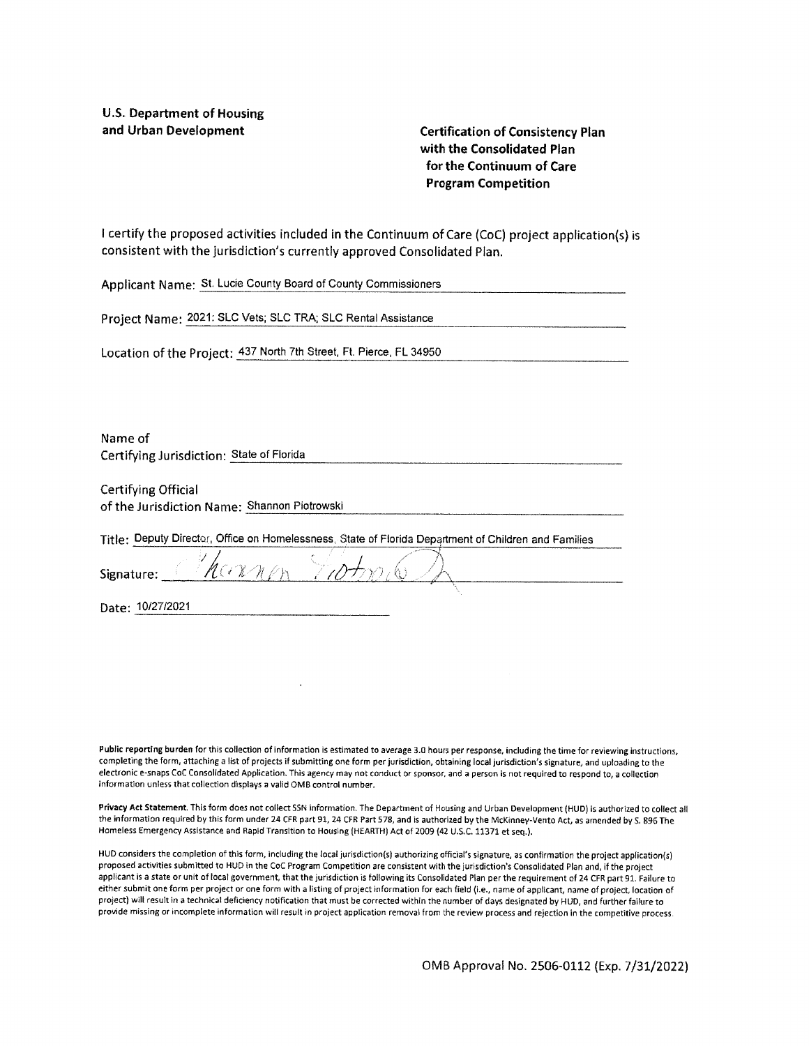**U.S. Department of Housing and Urban Development**

**Certification of Consistency Plan with the Consolidated Plan for the Continuum of Care Program Competition**

I certify the proposed activities included in the Continuum of Care (CoC) project application(s) is consistent with the jurisdiction's currently approved Consolidated Plan.

Applicant Name: St. Lucie County Board of County Commissioners

Project Name: 2021: SLC Vets; SLC TRA; SLC Rental Assistance

Location of the Project: 437 North 7th Street, Ft. Pierce, FL 34950

Name of Certifying Jurisdiction: State of Florida

Certifying Official of the Jurisdiction Name: Shannon Piotrowski

Title: Deputy Director, Office on Homelessness, State of Florida Department of Children and Families

Signature: Shannon Piotrowski

Date: 10/27/2021

**Public reporting burden** for this collection of information is estimated to average 3.0 hours per response, including the time for reviewing instructions, completing the form, attaching a list of projects if submitting one form per jurisdiction, obtaining local jurisdiction's signature, and uploading to the electronic e-snaps CoC Consolidated Application. This agency may not conduct or sponsor, and a person is not required to respond to, a collection information unless that collection displays a valid OMB control number.

**Privacy Act Statement.** This form does not collect SSN information. The Department of Housing and Urban Development (HUD) is authorized to collect all the information required by this form under 24 CFR part 91, 24 CFR Part 578, and is authorized by the McKinney-Vento Act, as amended by S. 896 The Homeless Emergency Assistance and Rapid Transition to Housing (HEARTH) Act of 2009 (42 U.S.C. 11371 et seq.).

HUD considers the completion of this form, including the local jurisdiction(s) authorizing official's signature, as confirmation the project application(s) proposed activities submitted to HUD in the CoC Program Competition are consistent with the jurisdiction's Consolidated Plan and, if the project applicant is a state or unit of local government, that the jurisdiction is following its Consolidated Plan per the requirement of 24 CFR part 91. Failure to either submit one form per project or one form with a listing of project information for each field (i.e., name of applicant, name of project, location of project) will result in a technical deficiency notification that must be corrected within the number of days designated by HUD, and further failure to provide missing or incomplete information will result in project application removal from the review process and rejection in the competitive process.

OMB Approval No. 2506-0112 (Exp. 7/31/2022)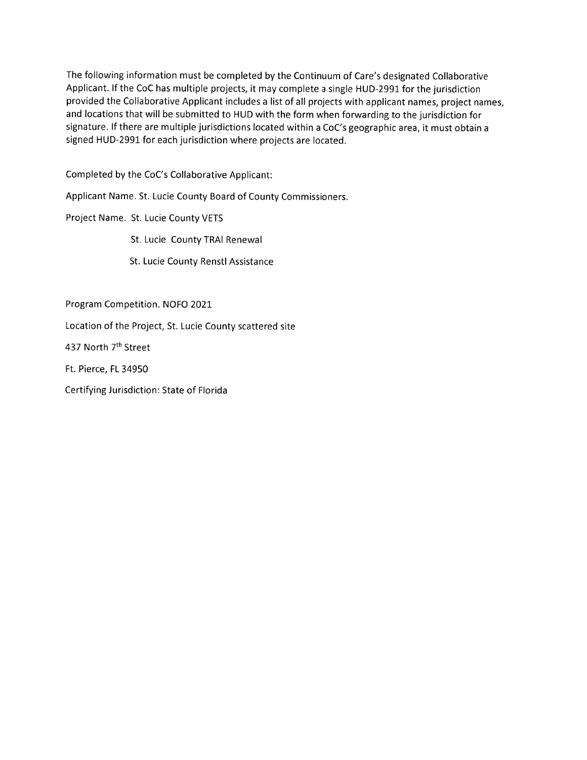The following information must be completed by the Continuum of Care's designated Collaborative Applicant. If the CoC has multiple projects, it may complete a single HUD-2991 for the jurisdiction provided the Collaborative Applicant includes a list of all projects with applicant names, project names, and locations that will be submitted to HUD with the form when forwarding to the jurisdiction for signature. If there are multiple jurisdictions located within a CoC's geographic area, it must obtain a signed HUD-2991 for each jurisdiction where projects are located.

Completed by the CoC's Collaborative Applicant:

Applicant Name. St. Lucie County Board of County Commissioners.

Project Name. St. Lucie County VETS

St. Lucie County TRAI Renewal

St. Lucie County Renstl Assistance

Program Competition. NOFO 2021

Location of the Project, St. Lucie County scattered site

437 North 7th Street

Ft. Pierce, FL 34950

Certifying Jurisdiction: State of Florida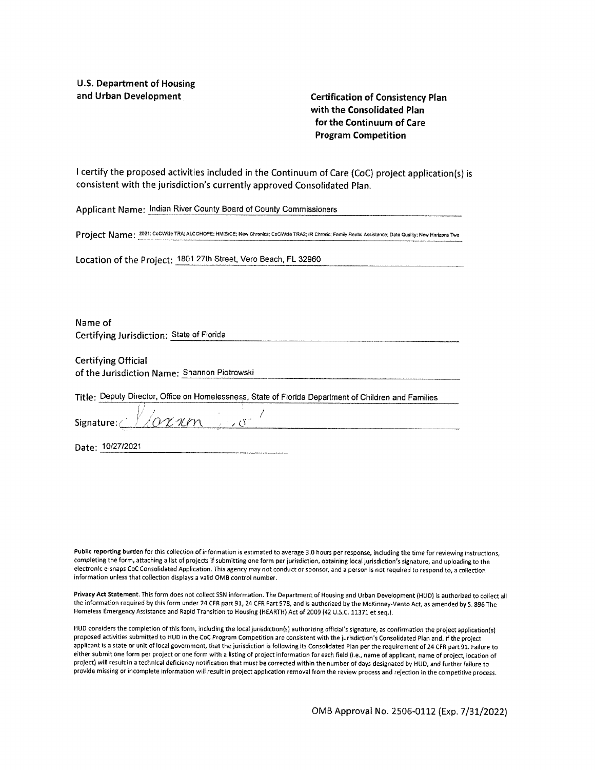**U.S. Department of Housing and Urban Development**

**Certification of Consistency Plan with the Consolidated Plan for the Continuum of Care Program Competition**

I certify the proposed activities included in the Continuum of Care (CoC) project application(s) is consistent with the jurisdiction's currently approved Consolidated Plan.

Applicant Name: Indian River County Board of County Commissioners

Project Name: 2021: CoCWide TRA; ALCOHOPE; HMIS/CE; New Chronics; CoCWide TRA2; IR Chronic; Family Rental Assistance; Data Quality; New Horizons Two

Location of the Project: 1801 27th Street, Vero Beach, FL 32960

Name of Certifying Jurisdiction: State of Florida

Certifying Official of the Jurisdiction Name: Shannon Piotrowski

Title: Deputy Director, Office on Homelessness, State of Florida Department of Children and Families

Signature: [signature]

Date: 10/27/2021

**Public reporting burden** for this collection of information is estimated to average 3.0 hours per response, including the time for reviewing instructions, completing the form, attaching a list of projects if submitting one form per jurisdiction, obtaining local jurisdiction's signature, and uploading to the electronic e-snaps CoC Consolidated Application. This agency may not conduct or sponsor, and a person is not required to respond to, a collection information unless that collection displays a valid OMB control number.

**Privacy Act Statement.** This form does not collect SSN information. The Department of Housing and Urban Development (HUD) is authorized to collect all the information required by this form under 24 CFR part 91, 24 CFR Part 578, and is authorized by the McKinney-Vento Act, as amended by S. 896 The Homeless Emergency Assistance and Rapid Transition to Housing (HEARTH) Act of 2009 (42 U.S.C. 11371 et seq.).

HUD considers the completion of this form, including the local jurisdiction(s) authorizing official's signature, as confirmation the project application(s) proposed activities submitted to HUD in the CoC Program Competition are consistent with the jurisdiction's Consolidated Plan and, if the project applicant is a state or unit of local government, that the jurisdiction is following its Consolidated Plan per the requirement of 24 CFR part 91. Failure to either submit one form per project or one form with a listing of project information for each field (i.e., name of applicant, name of project, location of project) will result in a technical deficiency notification that must be corrected within the number of days designated by HUD, and further failure to provide missing or incomplete information will result in project application removal from the review process and rejection in the competitive process.

OMB Approval No. 2506-0112 (Exp. 7/31/2022)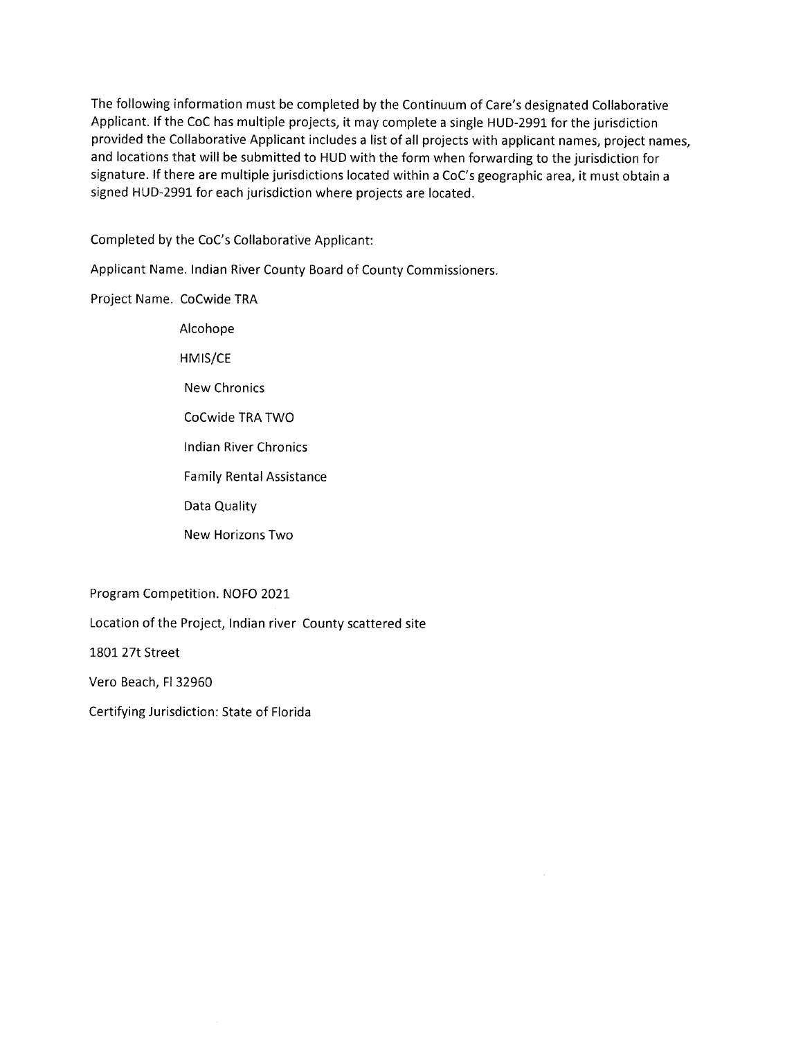The following information must be completed by the Continuum of Care's designated Collaborative Applicant. If the CoC has multiple projects, it may complete a single HUD-2991 for the jurisdiction provided the Collaborative Applicant includes a list of all projects with applicant names, project names, and locations that will be submitted to HUD with the form when forwarding to the jurisdiction for signature. If there are multiple jurisdictions located within a CoC's geographic area, it must obtain a signed HUD-2991 for each jurisdiction where projects are located.

Completed by the CoC's Collaborative Applicant:

Applicant Name. Indian River County Board of County Commissioners.

Project Name. CoCwide TRA

Alcohope

HMIS/CE

New Chronics

CoCwide TRA TWO

Indian River Chronics

Family Rental Assistance

Data Quality

New Horizons Two

Program Competition. NOFO 2021

Location of the Project, Indian river County scattered site

1801 27t Street

Vero Beach, Fl 32960

Certifying Jurisdiction: State of Florida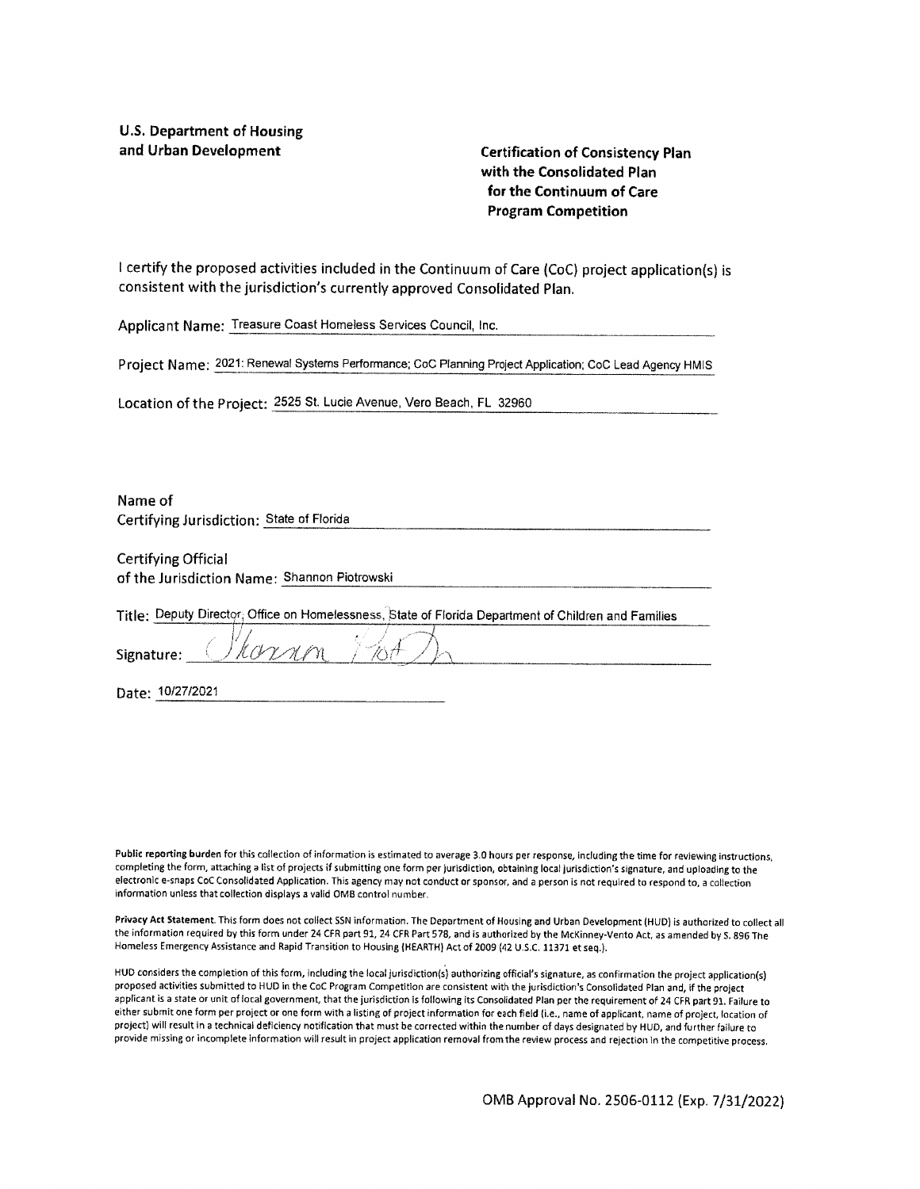**U.S. Department of Housing and Urban Development**

**Certification of Consistency Plan with the Consolidated Plan for the Continuum of Care Program Competition**

I certify the proposed activities included in the Continuum of Care (CoC) project application(s) is consistent with the jurisdiction's currently approved Consolidated Plan.

Applicant Name: Treasure Coast Homeless Services Council, Inc.

Project Name: 2021: Renewal Systems Performance; CoC Planning Project Application; CoC Lead Agency HMIS

Location of the Project: 2525 St. Lucie Avenue, Vero Beach, FL 32960

Name of Certifying Jurisdiction: State of Florida

Certifying Official of the Jurisdiction Name: Shannon Piotrowski

Title: Deputy Director, Office on Homelessness, State of Florida Department of Children and Families

Signature: Shannon Piotrowski

Date: 10/27/2021

**Public reporting burden** for this collection of information is estimated to average 3.0 hours per response, including the time for reviewing instructions, completing the form, attaching a list of projects if submitting one form per jurisdiction, obtaining local jurisdiction's signature, and uploading to the electronic e-snaps CoC Consolidated Application. This agency may not conduct or sponsor, and a person is not required to respond to, a collection information unless that collection displays a valid OMB control number.

**Privacy Act Statement.** This form does not collect SSN information. The Department of Housing and Urban Development (HUD) is authorized to collect all the information required by this form under 24 CFR part 91, 24 CFR Part 578, and is authorized by the McKinney-Vento Act, as amended by S. 896 The Homeless Emergency Assistance and Rapid Transition to Housing (HEARTH) Act of 2009 (42 U.S.C. 11371 et seq.).

HUD considers the completion of this form, including the local jurisdiction(s) authorizing official's signature, as confirmation the project application(s) proposed activities submitted to HUD in the CoC Program Competition are consistent with the jurisdiction's Consolidated Plan and, if the project applicant is a state or unit of local government, that the jurisdiction is following its Consolidated Plan per the requirement of 24 CFR part 91. Failure to either submit one form per project or one form with a listing of project information for each field (i.e., name of applicant, name of project, location of project) will result in a technical deficiency notification that must be corrected within the number of days designated by HUD, and further failure to provide missing or incomplete information will result in project application removal from the review process and rejection in the competitive process.

OMB Approval No. 2506-0112 (Exp. 7/31/2022)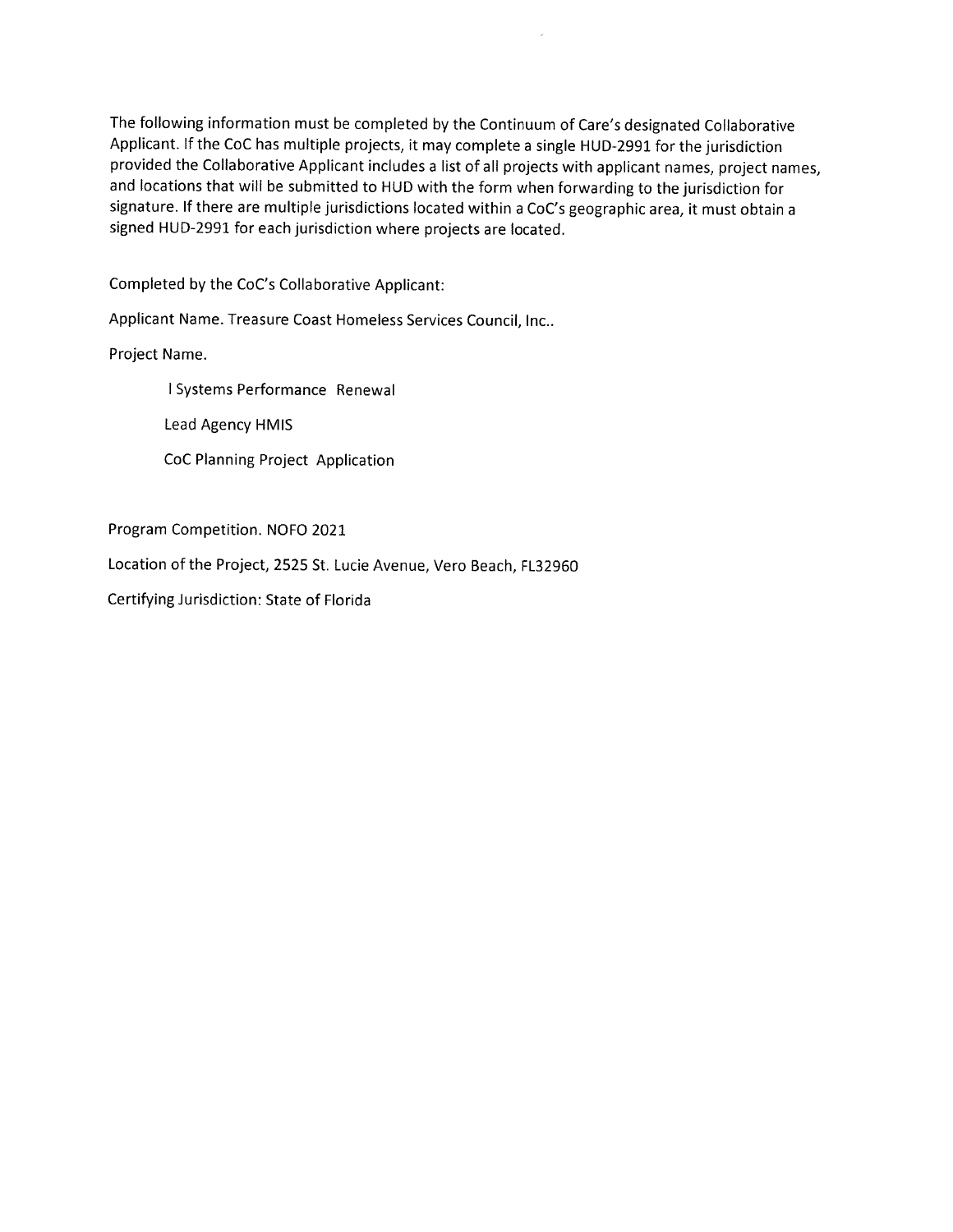The following information must be completed by the Continuum of Care's designated Collaborative Applicant. If the CoC has multiple projects, it may complete a single HUD-2991 for the jurisdiction provided the Collaborative Applicant includes a list of all projects with applicant names, project names, and locations that will be submitted to HUD with the form when forwarding to the jurisdiction for signature. If there are multiple jurisdictions located within a CoC's geographic area, it must obtain a signed HUD-2991 for each jurisdiction where projects are located.

Completed by the CoC's Collaborative Applicant:

Applicant Name. Treasure Coast Homeless Services Council, Inc..

Project Name.

I Systems Performance Renewal

Lead Agency HMIS

CoC Planning Project Application

Program Competition. NOFO 2021

Location of the Project, 2525 St. Lucie Avenue, Vero Beach, FL32960

Certifying Jurisdiction: State of Florida